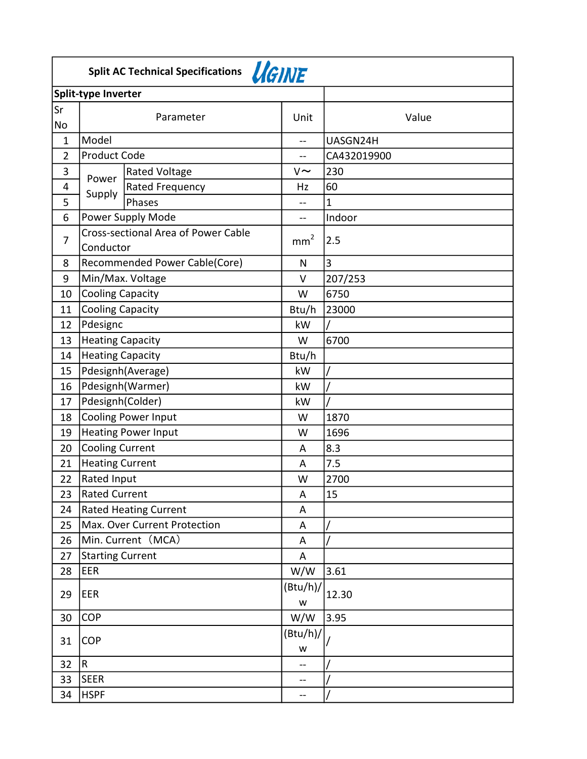## Split AC Technical Specifications UGINE

| Split-type Inverter | | | | |
|---|---|---|---|---|
| Sr No | Parameter | | Unit | Value |
| 1 | Model | | -- | UASGN24H |
| 2 | Product Code | | -- | CA432019900 |
| 3 | Power Supply | Rated Voltage | V~ | 230 |
| 4 | | Rated Frequency | Hz | 60 |
| 5 | | Phases | -- | 1 |
| 6 | Power Supply Mode | | -- | Indoor |
| 7 | Cross-sectional Area of Power Cable Conductor | | $mm^2$ | 2.5 |
| 8 | Recommended Power Cable(Core) | | N | 3 |
| 9 | Min/Max. Voltage | | V | 207/253 |
| 10 | Cooling Capacity | | W | 6750 |
| 11 | Cooling Capacity | | Btu/h | 23000 |
| 12 | Pdesignc | | kW | / |
| 13 | Heating Capacity | | W | 6700 |
| 14 | Heating Capacity | | Btu/h | |
| 15 | Pdesignh(Average) | | kW | / |
| 16 | Pdesignh(Warmer) | | kW | / |
| 17 | Pdesignh(Colder) | | kW | / |
| 18 | Cooling Power Input | | W | 1870 |
| 19 | Heating Power Input | | W | 1696 |
| 20 | Cooling Current | | A | 8.3 |
| 21 | Heating Current | | A | 7.5 |
| 22 | Rated Input | | W | 2700 |
| 23 | Rated Current | | A | 15 |
| 24 | Rated Heating Current | | A | |
| 25 | Max. Over Current Protection | | A | / |
| 26 | Min. Current（MCA） | | A | / |
| 27 | Starting Current | | A | |
| 28 | EER | | W/W | 3.61 |
| 29 | EER | | (Btu/h)/w | 12.30 |
| 30 | COP | | W/W | 3.95 |
| 31 | COP | | (Btu/h)/w | / |
| 32 | R | | -- | / |
| 33 | SEER | | -- | / |
| 34 | HSPF | | -- | / |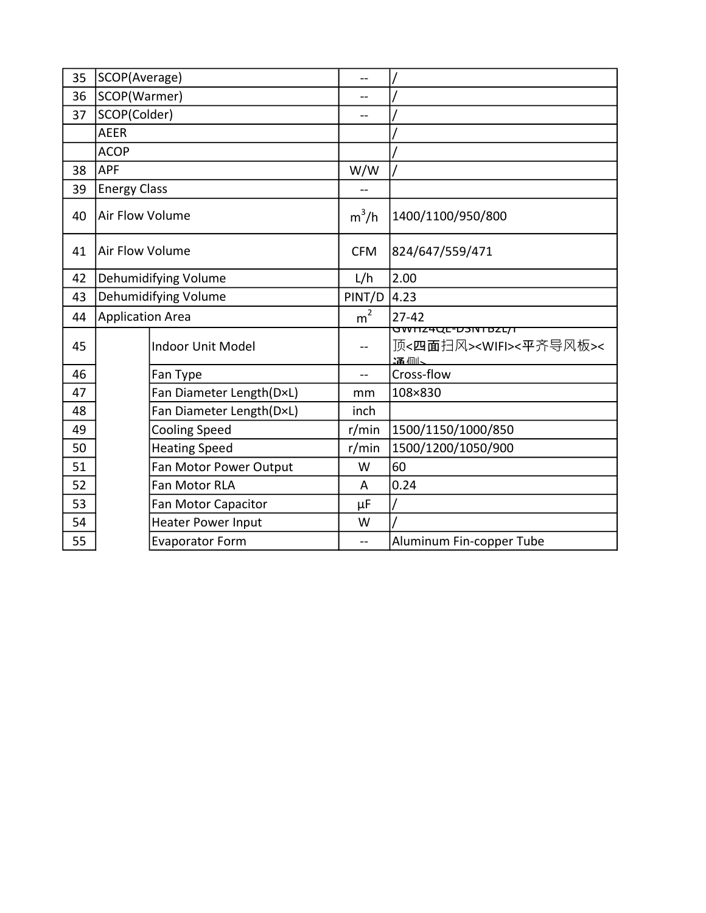| 35 | SCOP(Average) | | -- | / |
|---|---|---|---|---|
| 36 | SCOP(Warmer) | | -- | / |
| 37 | SCOP(Colder) | | -- | / |
| | AEER | | | / |
| | ACOP | | | / |
| 38 | APF | | W/W | / |
| 39 | Energy Class | | -- | |
| 40 | Air Flow Volume | | $m^3/h$ | 1400/1100/950/800 |
| 41 | Air Flow Volume | | CFM | 824/647/559/471 |
| 42 | Dehumidifying Volume | | L/h | 2.00 |
| 43 | Dehumidifying Volume | | PINT/D | 4.23 |
| 44 | Application Area | | $m^2$ | 27-42 |
| 45 | | Indoor Unit Model | -- | GWH24QE-D3NTB2L/I 顶<四面扫风><WIFI><平齐导风板><通侧> |
| 46 | | Fan Type | -- | Cross-flow |
| 47 | | Fan Diameter Length(D×L) | mm | 108×830 |
| 48 | | Fan Diameter Length(D×L) | inch | |
| 49 | | Cooling Speed | r/min | 1500/1150/1000/850 |
| 50 | | Heating Speed | r/min | 1500/1200/1050/900 |
| 51 | | Fan Motor Power Output | W | 60 |
| 52 | | Fan Motor RLA | A | 0.24 |
| 53 | | Fan Motor Capacitor | μF | / |
| 54 | | Heater Power Input | W | / |
| 55 | | Evaporator Form | -- | Aluminum Fin-copper Tube |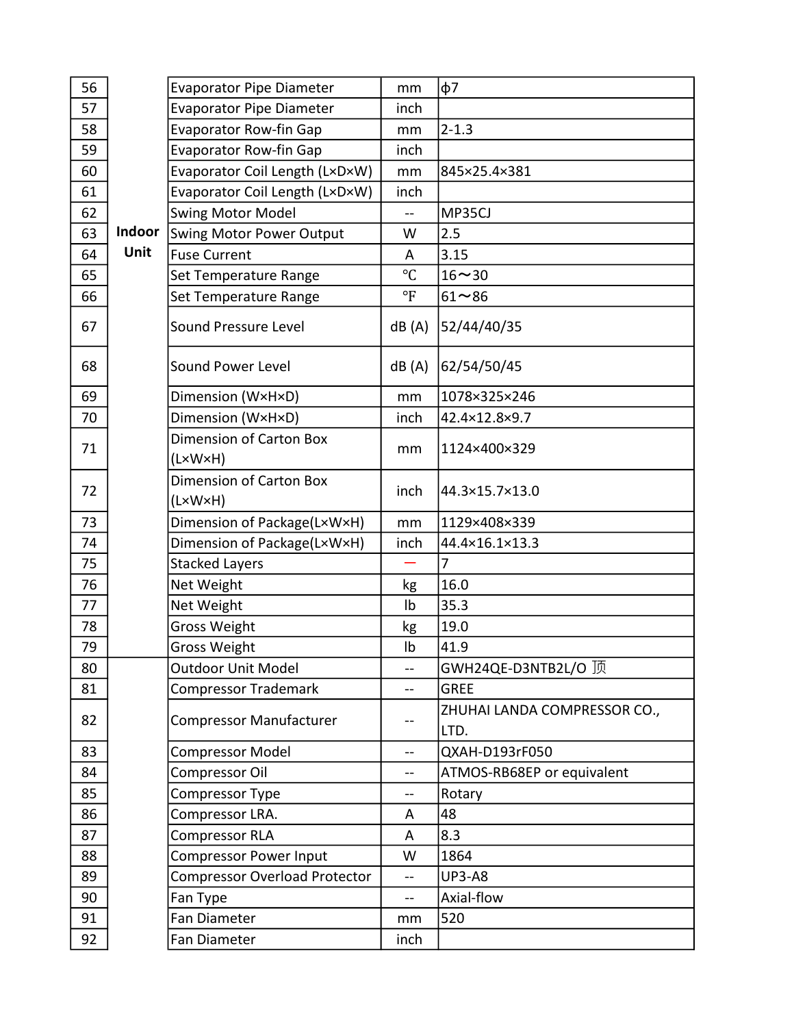| | | | | |
|---|---|---|---|---|
| 56 | Indoor Unit | Evaporator Pipe Diameter | mm | ф7 |
| 57 | | Evaporator Pipe Diameter | inch | |
| 58 | | Evaporator Row-fin Gap | mm | 2-1.3 |
| 59 | | Evaporator Row-fin Gap | inch | |
| 60 | | Evaporator Coil Length (L×D×W) | mm | 845×25.4×381 |
| 61 | | Evaporator Coil Length (L×D×W) | inch | |
| 62 | | Swing Motor Model | -- | MP35CJ |
| 63 | | Swing Motor Power Output | W | 2.5 |
| 64 | | Fuse Current | A | 3.15 |
| 65 | | Set Temperature Range | ℃ | 16～30 |
| 66 | | Set Temperature Range | ℉ | 61～86 |
| 67 | | Sound Pressure Level | dB (A) | 52/44/40/35 |
| 68 | | Sound Power Level | dB (A) | 62/54/50/45 |
| 69 | | Dimension (W×H×D) | mm | 1078×325×246 |
| 70 | | Dimension (W×H×D) | inch | 42.4×12.8×9.7 |
| 71 | | Dimension of Carton Box (L×W×H) | mm | 1124×400×329 |
| 72 | | Dimension of Carton Box (L×W×H) | inch | 44.3×15.7×13.0 |
| 73 | | Dimension of Package(L×W×H) | mm | 1129×408×339 |
| 74 | | Dimension of Package(L×W×H) | inch | 44.4×16.1×13.3 |
| 75 | | Stacked Layers | — | 7 |
| 76 | | Net Weight | kg | 16.0 |
| 77 | | Net Weight | lb | 35.3 |
| 78 | | Gross Weight | kg | 19.0 |
| 79 | | Gross Weight | lb | 41.9 |
| 80 | | Outdoor Unit Model | -- | GWH24QE-D3NTB2L/O 顶 |
| 81 | | Compressor Trademark | -- | GREE |
| 82 | | Compressor Manufacturer | -- | ZHUHAI LANDA COMPRESSOR CO., LTD. |
| 83 | | Compressor Model | -- | QXAH-D193rF050 |
| 84 | | Compressor Oil | -- | ATMOS-RB68EP or equivalent |
| 85 | | Compressor Type | -- | Rotary |
| 86 | | Compressor LRA. | A | 48 |
| 87 | | Compressor RLA | A | 8.3 |
| 88 | | Compressor Power Input | W | 1864 |
| 89 | | Compressor Overload Protector | -- | UP3-A8 |
| 90 | | Fan Type | -- | Axial-flow |
| 91 | | Fan Diameter | mm | 520 |
| 92 | | Fan Diameter | inch | |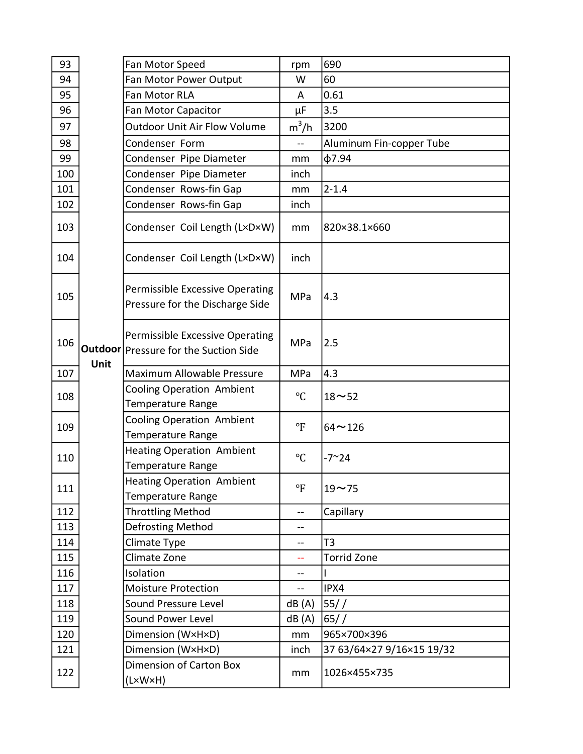| | | | | |
|---|---|---|---|---|
| 93 | Outdoor Unit | Fan Motor Speed | rpm | 690 |
| 94 | | Fan Motor Power Output | W | 60 |
| 95 | | Fan Motor RLA | A | 0.61 |
| 96 | | Fan Motor Capacitor | μF | 3.5 |
| 97 | | Outdoor Unit Air Flow Volume | $m^3/h$ | 3200 |
| 98 | | Condenser Form | -- | Aluminum Fin-copper Tube |
| 99 | | Condenser Pipe Diameter | mm | ϕ7.94 |
| 100 | | Condenser Pipe Diameter | inch | |
| 101 | | Condenser Rows-fin Gap | mm | 2-1.4 |
| 102 | | Condenser Rows-fin Gap | inch | |
| 103 | | Condenser Coil Length (L×D×W) | mm | 820×38.1×660 |
| 104 | | Condenser Coil Length (L×D×W) | inch | |
| 105 | | Permissible Excessive Operating Pressure for the Discharge Side | MPa | 4.3 |
| 106 | | Permissible Excessive Operating Pressure for the Suction Side | MPa | 2.5 |
| 107 | | Maximum Allowable Pressure | MPa | 4.3 |
| 108 | | Cooling Operation Ambient Temperature Range | ℃ | 18～52 |
| 109 | | Cooling Operation Ambient Temperature Range | ℉ | 64～126 |
| 110 | | Heating Operation Ambient Temperature Range | ℃ | -7~24 |
| 111 | | Heating Operation Ambient Temperature Range | ℉ | 19～75 |
| 112 | | Throttling Method | -- | Capillary |
| 113 | | Defrosting Method | -- | |
| 114 | | Climate Type | -- | T3 |
| 115 | | Climate Zone | -- | Torrid Zone |
| 116 | | Isolation | -- | I |
| 117 | | Moisture Protection | -- | IPX4 |
| 118 | | Sound Pressure Level | dB (A) | 55/ / |
| 119 | | Sound Power Level | dB (A) | 65/ / |
| 120 | | Dimension (W×H×D) | mm | 965×700×396 |
| 121 | | Dimension (W×H×D) | inch | 37 63/64×27 9/16×15 19/32 |
| 122 | | Dimension of Carton Box (L×W×H) | mm | 1026×455×735 |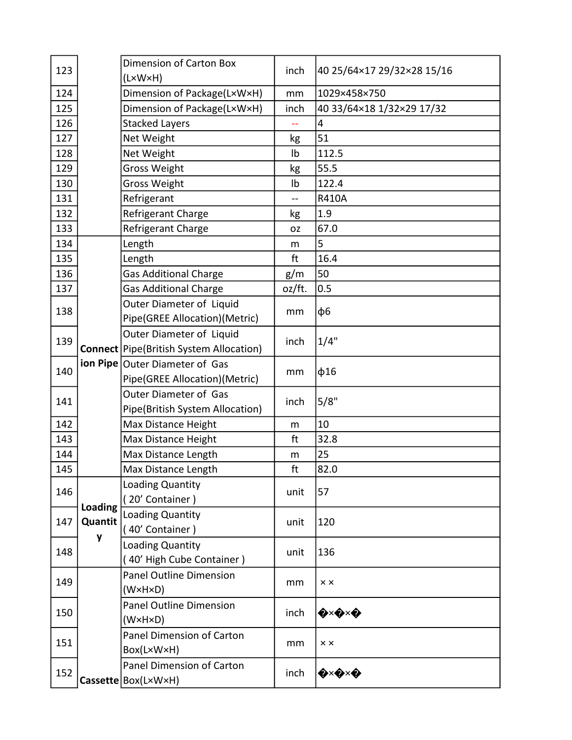| | | | | |
|---|---|---|---|---|
| 123 | | Dimension of Carton Box (L×W×H) | inch | 40 25/64×17 29/32×28 15/16 |
| 124 | | Dimension of Package(L×W×H) | mm | 1029×458×750 |
| 125 | | Dimension of Package(L×W×H) | inch | 40 33/64×18 1/32×29 17/32 |
| 126 | | Stacked Layers | -- | 4 |
| 127 | | Net Weight | kg | 51 |
| 128 | | Net Weight | lb | 112.5 |
| 129 | | Gross Weight | kg | 55.5 |
| 130 | | Gross Weight | lb | 122.4 |
| 131 | | Refrigerant | -- | R410A |
| 132 | | Refrigerant Charge | kg | 1.9 |
| 133 | | Refrigerant Charge | oz | 67.0 |
| 134 | **Connection Pipe** | Length | m | 5 |
| 135 | | Length | ft | 16.4 |
| 136 | | Gas Additional Charge | g/m | 50 |
| 137 | | Gas Additional Charge | oz/ft. | 0.5 |
| 138 | | Outer Diameter of Liquid Pipe(GREE Allocation)(Metric) | mm | φ6 |
| 139 | | Outer Diameter of Liquid Pipe(British System Allocation) | inch | 1/4" |
| 140 | | Outer Diameter of Gas Pipe(GREE Allocation)(Metric) | mm | φ16 |
| 141 | | Outer Diameter of Gas Pipe(British System Allocation) | inch | 5/8" |
| 142 | | Max Distance Height | m | 10 |
| 143 | | Max Distance Height | ft | 32.8 |
| 144 | | Max Distance Length | m | 25 |
| 145 | | Max Distance Length | ft | 82.0 |
| 146 | **Loading Quantity** | Loading Quantity ( 20' Container ) | unit | 57 |
| 147 | | Loading Quantity ( 40' Container ) | unit | 120 |
| 148 | | Loading Quantity ( 40' High Cube Container ) | unit | 136 |
| 149 | **Cassette** | Panel Outline Dimension (W×H×D) | mm | × × |
| 150 | | Panel Outline Dimension (W×H×D) | inch | �×�×� |
| 151 | | Panel Dimension of Carton Box(L×W×H) | mm | × × |
| 152 | | Panel Dimension of Carton Box(L×W×H) | inch | �×�×� |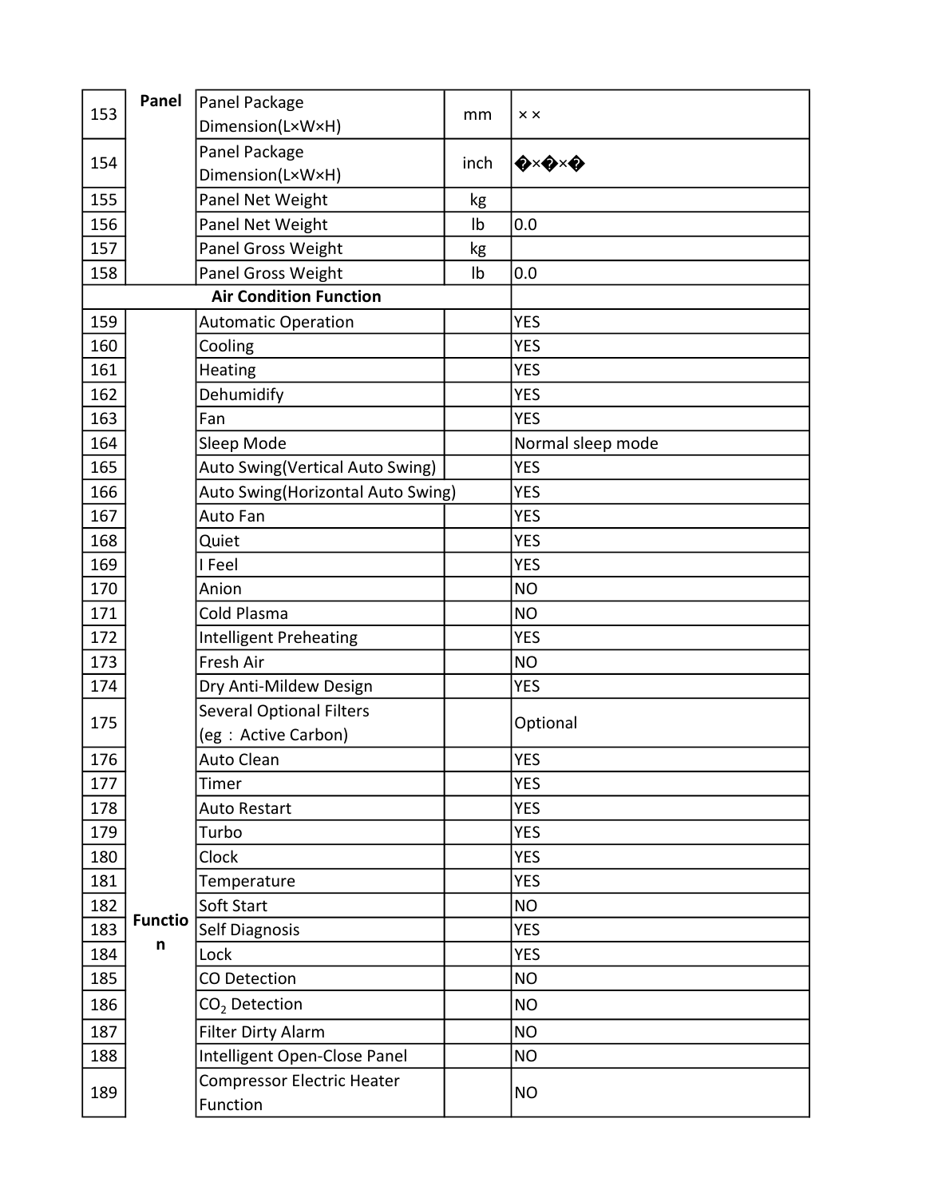| | | | | |
|---|---|---|---|---|
| 153 | Panel | Panel Package Dimension(L×W×H) | mm | × × |
| 154 | | Panel Package Dimension(L×W×H) | inch | �×�×� |
| 155 | | Panel Net Weight | kg | |
| 156 | | Panel Net Weight | lb | 0.0 |
| 157 | | Panel Gross Weight | kg | |
| 158 | | Panel Gross Weight | lb | 0.0 |
| | | Air Condition Function | | |
| 159 | Function | Automatic Operation | | YES |
| 160 | | Cooling | | YES |
| 161 | | Heating | | YES |
| 162 | | Dehumidify | | YES |
| 163 | | Fan | | YES |
| 164 | | Sleep Mode | | Normal sleep mode |
| 165 | | Auto Swing(Vertical Auto Swing) | | YES |
| 166 | | Auto Swing(Horizontal Auto Swing) | | YES |
| 167 | | Auto Fan | | YES |
| 168 | | Quiet | | YES |
| 169 | | I Feel | | YES |
| 170 | | Anion | | NO |
| 171 | | Cold Plasma | | NO |
| 172 | | Intelligent Preheating | | YES |
| 173 | | Fresh Air | | NO |
| 174 | | Dry Anti-Mildew Design | | YES |
| 175 | | Several Optional Filters (eg： Active Carbon) | | Optional |
| 176 | | Auto Clean | | YES |
| 177 | | Timer | | YES |
| 178 | | Auto Restart | | YES |
| 179 | | Turbo | | YES |
| 180 | | Clock | | YES |
| 181 | | Temperature | | YES |
| 182 | | Soft Start | | NO |
| 183 | | Self Diagnosis | | YES |
| 184 | | Lock | | YES |
| 185 | | CO Detection | | NO |
| 186 | | $CO_2$ Detection | | NO |
| 187 | | Filter Dirty Alarm | | NO |
| 188 | | Intelligent Open-Close Panel | | NO |
| 189 | | Compressor Electric Heater Function | | NO |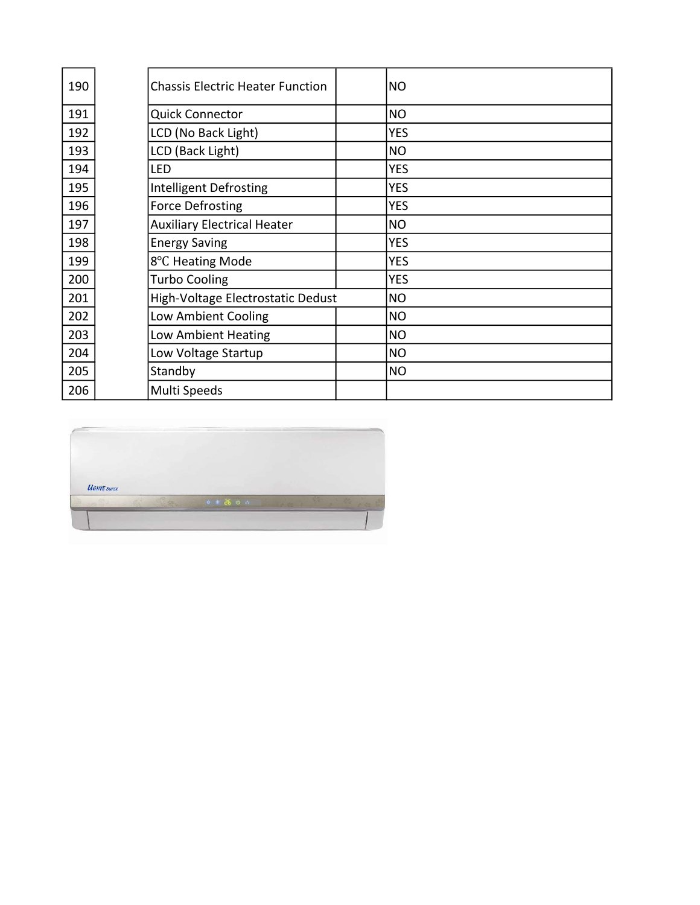| | | | | |
|---|---|---|---|---|
| 190 | | Chassis Electric Heater Function | | NO |
| 191 | | Quick Connector | | NO |
| 192 | | LCD (No Back Light) | | YES |
| 193 | | LCD (Back Light) | | NO |
| 194 | | LED | | YES |
| 195 | | Intelligent Defrosting | | YES |
| 196 | | Force Defrosting | | YES |
| 197 | | Auxiliary Electrical Heater | | NO |
| 198 | | Energy Saving | | YES |
| 199 | | 8℃ Heating Mode | | YES |
| 200 | | Turbo Cooling | | YES |
| 201 | | High-Voltage Electrostatic Dedust | | NO |
| 202 | | Low Ambient Cooling | | NO |
| 203 | | Low Ambient Heating | | NO |
| 204 | | Low Voltage Startup | | NO |
| 205 | | Standby | | NO |
| 206 | | Multi Speeds | | |